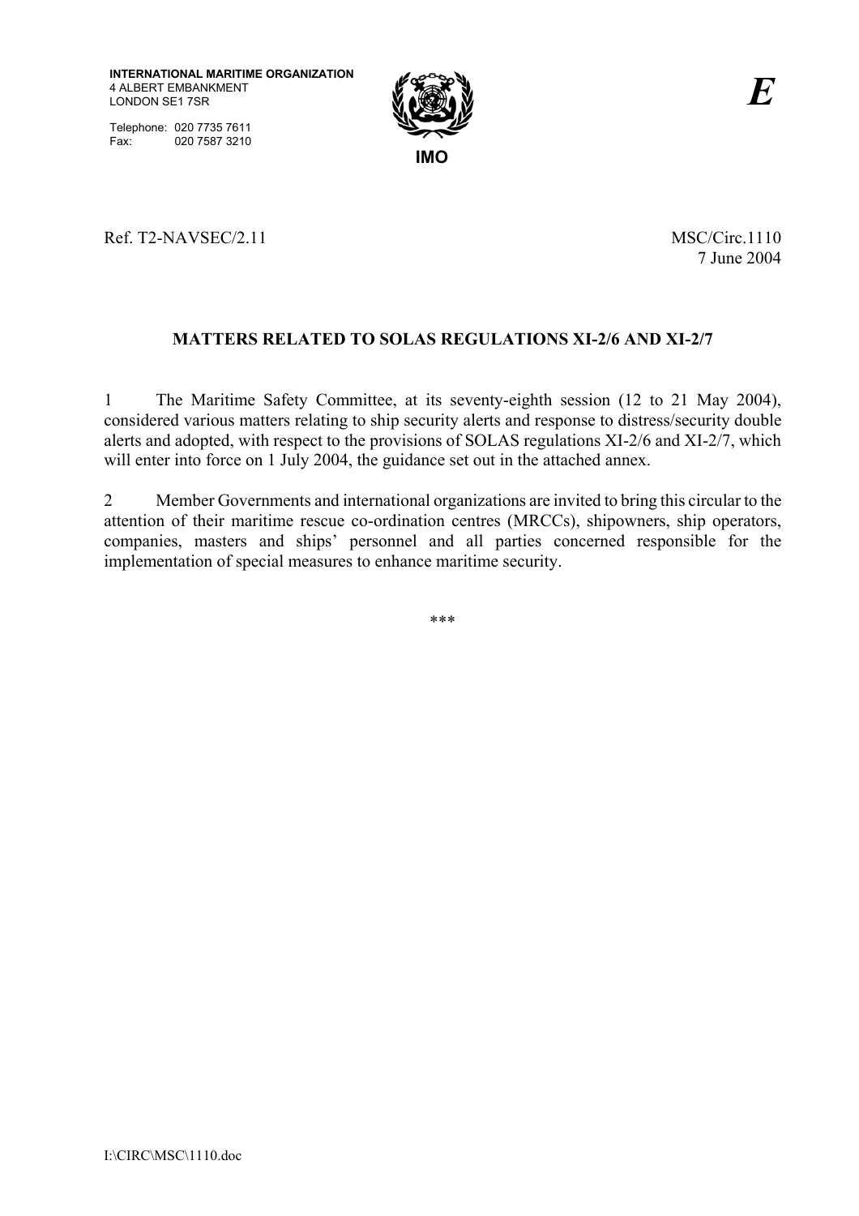**INTERNATIONAL MARITIME ORGANIZATION**
4 ALBERT EMBANKMENT
LONDON SE1 7SR

Telephone: 020 7735 7611
Fax: 020 7587 3210

**IMO**

***E***

Ref. T2-NAVSEC/2.11

MSC/Circ.1110
7 June 2004

## MATTERS RELATED TO SOLAS REGULATIONS XI-2/6 AND XI-2/7

1 The Maritime Safety Committee, at its seventy-eighth session (12 to 21 May 2004), considered various matters relating to ship security alerts and response to distress/security double alerts and adopted, with respect to the provisions of SOLAS regulations XI-2/6 and XI-2/7, which will enter into force on 1 July 2004, the guidance set out in the attached annex.

2 Member Governments and international organizations are invited to bring this circular to the attention of their maritime rescue co-ordination centres (MRCCs), shipowners, ship operators, companies, masters and ships' personnel and all parties concerned responsible for the implementation of special measures to enhance maritime security.

\*\*\*

I:\CIRC\MSC\1110.doc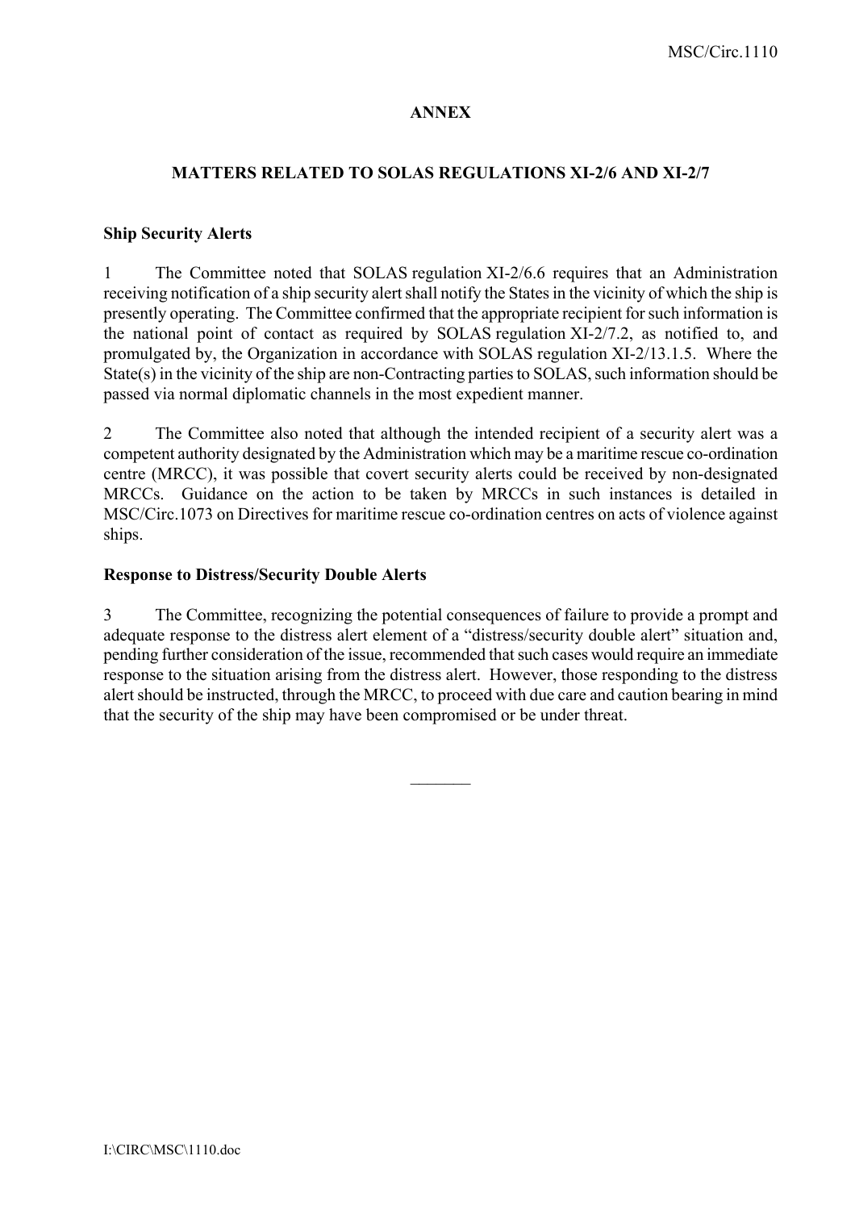## ANNEX

## MATTERS RELATED TO SOLAS REGULATIONS XI-2/6 AND XI-2/7

**Ship Security Alerts**

1 The Committee noted that SOLAS regulation XI-2/6.6 requires that an Administration receiving notification of a ship security alert shall notify the States in the vicinity of which the ship is presently operating. The Committee confirmed that the appropriate recipient for such information is the national point of contact as required by SOLAS regulation XI-2/7.2, as notified to, and promulgated by, the Organization in accordance with SOLAS regulation XI-2/13.1.5. Where the State(s) in the vicinity of the ship are non-Contracting parties to SOLAS, such information should be passed via normal diplomatic channels in the most expedient manner.

2 The Committee also noted that although the intended recipient of a security alert was a competent authority designated by the Administration which may be a maritime rescue co-ordination centre (MRCC), it was possible that covert security alerts could be received by non-designated MRCCs. Guidance on the action to be taken by MRCCs in such instances is detailed in MSC/Circ.1073 on Directives for maritime rescue co-ordination centres on acts of violence against ships.

**Response to Distress/Security Double Alerts**

3 The Committee, recognizing the potential consequences of failure to provide a prompt and adequate response to the distress alert element of a "distress/security double alert" situation and, pending further consideration of the issue, recommended that such cases would require an immediate response to the situation arising from the distress alert. However, those responding to the distress alert should be instructed, through the MRCC, to proceed with due care and caution bearing in mind that the security of the ship may have been compromised or be under threat.

\_\_\_\_\_\_\_